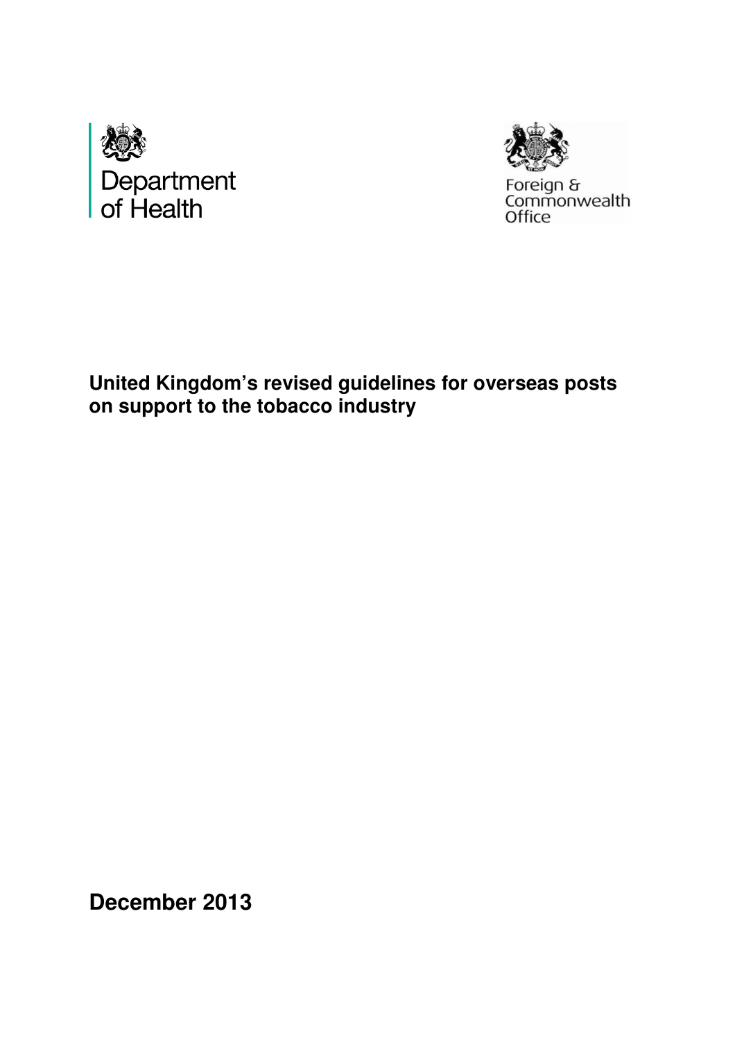Department of Health

Foreign & Commonwealth Office

**United Kingdom's revised guidelines for overseas posts on support to the tobacco industry**

**December 2013**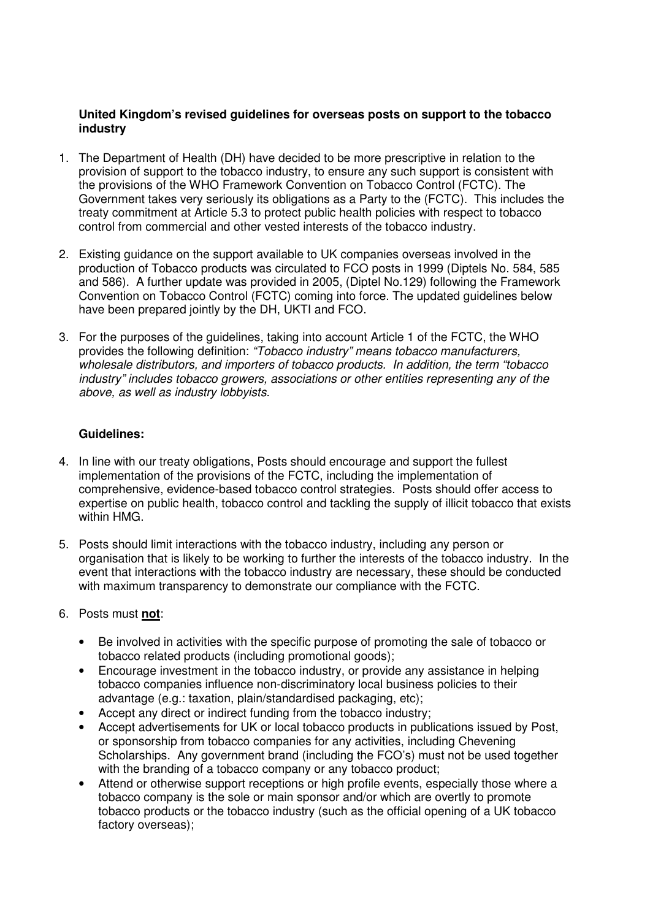**United Kingdom's revised guidelines for overseas posts on support to the tobacco industry**

1. The Department of Health (DH) have decided to be more prescriptive in relation to the provision of support to the tobacco industry, to ensure any such support is consistent with the provisions of the WHO Framework Convention on Tobacco Control (FCTC). The Government takes very seriously its obligations as a Party to the (FCTC). This includes the treaty commitment at Article 5.3 to protect public health policies with respect to tobacco control from commercial and other vested interests of the tobacco industry.

2. Existing guidance on the support available to UK companies overseas involved in the production of Tobacco products was circulated to FCO posts in 1999 (Diptels No. 584, 585 and 586). A further update was provided in 2005, (Diptel No.129) following the Framework Convention on Tobacco Control (FCTC) coming into force. The updated guidelines below have been prepared jointly by the DH, UKTI and FCO.

3. For the purposes of the guidelines, taking into account Article 1 of the FCTC, the WHO provides the following definition: *"Tobacco industry" means tobacco manufacturers, wholesale distributors, and importers of tobacco products. In addition, the term "tobacco industry" includes tobacco growers, associations or other entities representing any of the above, as well as industry lobbyists.*

**Guidelines:**

4. In line with our treaty obligations, Posts should encourage and support the fullest implementation of the provisions of the FCTC, including the implementation of comprehensive, evidence-based tobacco control strategies. Posts should offer access to expertise on public health, tobacco control and tackling the supply of illicit tobacco that exists within HMG.

5. Posts should limit interactions with the tobacco industry, including any person or organisation that is likely to be working to further the interests of the tobacco industry. In the event that interactions with the tobacco industry are necessary, these should be conducted with maximum transparency to demonstrate our compliance with the FCTC.

6. Posts must **not**:

   - Be involved in activities with the specific purpose of promoting the sale of tobacco or tobacco related products (including promotional goods);
   - Encourage investment in the tobacco industry, or provide any assistance in helping tobacco companies influence non-discriminatory local business policies to their advantage (e.g.: taxation, plain/standardised packaging, etc);
   - Accept any direct or indirect funding from the tobacco industry;
   - Accept advertisements for UK or local tobacco products in publications issued by Post, or sponsorship from tobacco companies for any activities, including Chevening Scholarships. Any government brand (including the FCO's) must not be used together with the branding of a tobacco company or any tobacco product;
   - Attend or otherwise support receptions or high profile events, especially those where a tobacco company is the sole or main sponsor and/or which are overtly to promote tobacco products or the tobacco industry (such as the official opening of a UK tobacco factory overseas);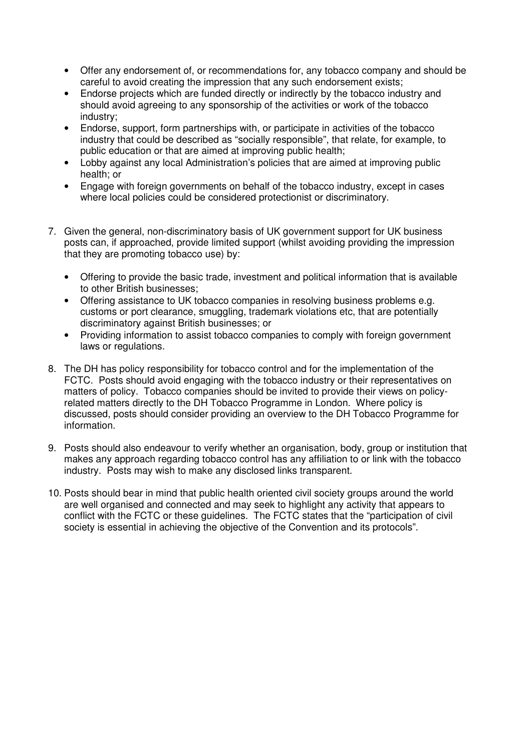- Offer any endorsement of, or recommendations for, any tobacco company and should be careful to avoid creating the impression that any such endorsement exists;
- Endorse projects which are funded directly or indirectly by the tobacco industry and should avoid agreeing to any sponsorship of the activities or work of the tobacco industry;
- Endorse, support, form partnerships with, or participate in activities of the tobacco industry that could be described as "socially responsible", that relate, for example, to public education or that are aimed at improving public health;
- Lobby against any local Administration's policies that are aimed at improving public health; or
- Engage with foreign governments on behalf of the tobacco industry, except in cases where local policies could be considered protectionist or discriminatory.

7. Given the general, non-discriminatory basis of UK government support for UK business posts can, if approached, provide limited support (whilst avoiding providing the impression that they are promoting tobacco use) by:

   - Offering to provide the basic trade, investment and political information that is available to other British businesses;
   - Offering assistance to UK tobacco companies in resolving business problems e.g. customs or port clearance, smuggling, trademark violations etc, that are potentially discriminatory against British businesses; or
   - Providing information to assist tobacco companies to comply with foreign government laws or regulations.

8. The DH has policy responsibility for tobacco control and for the implementation of the FCTC. Posts should avoid engaging with the tobacco industry or their representatives on matters of policy. Tobacco companies should be invited to provide their views on policy-related matters directly to the DH Tobacco Programme in London. Where policy is discussed, posts should consider providing an overview to the DH Tobacco Programme for information.

9. Posts should also endeavour to verify whether an organisation, body, group or institution that makes any approach regarding tobacco control has any affiliation to or link with the tobacco industry. Posts may wish to make any disclosed links transparent.

10. Posts should bear in mind that public health oriented civil society groups around the world are well organised and connected and may seek to highlight any activity that appears to conflict with the FCTC or these guidelines. The FCTC states that the "participation of civil society is essential in achieving the objective of the Convention and its protocols".